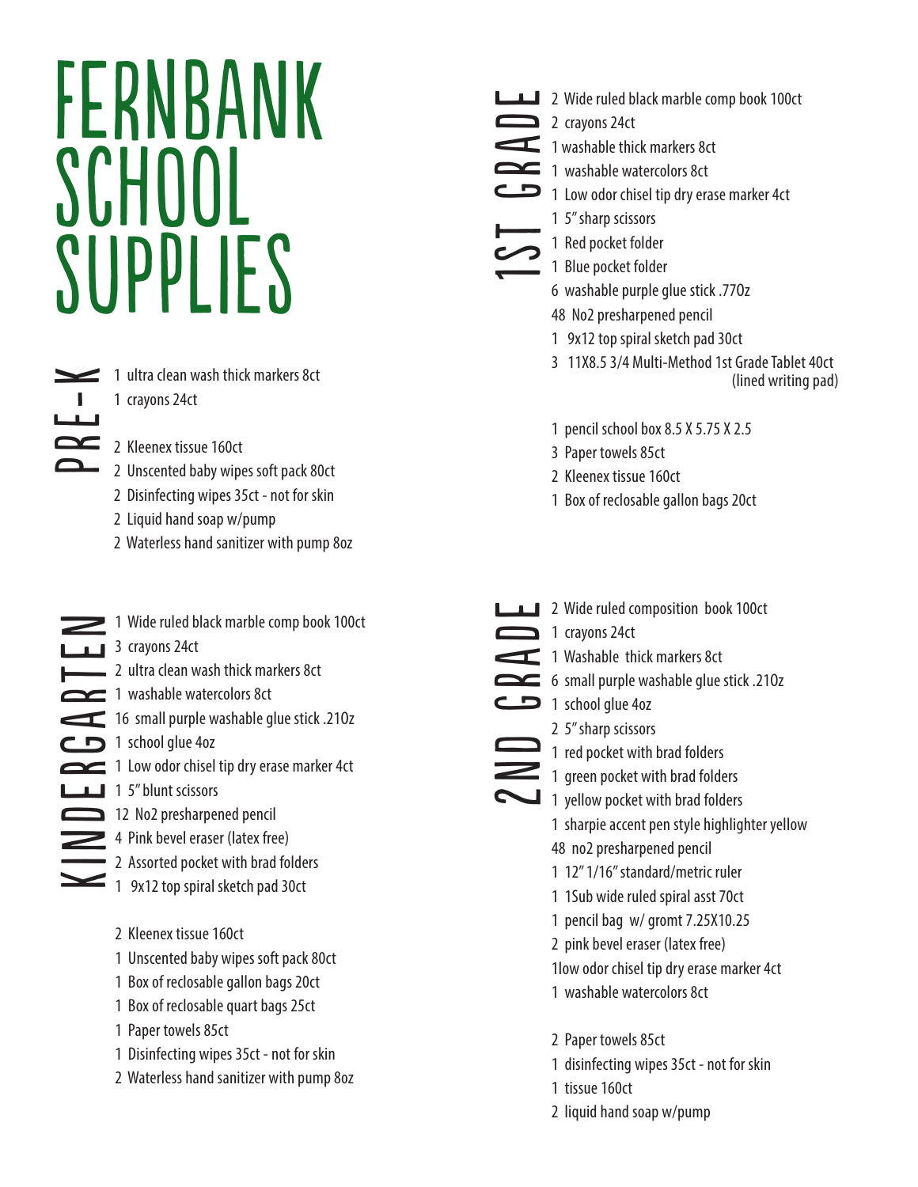# FERNBANK SCHOOL SUPPLIES

## PRE-K

1 ultra clean wash thick markers 8ct
1 crayons 24ct

2 Kleenex tissue 160ct
2 Unscented baby wipes soft pack 80ct
2 Disinfecting wipes 35ct - not for skin
2 Liquid hand soap w/pump
2 Waterless hand sanitizer with pump 8oz

## KINDERGARTEN

1 Wide ruled black marble comp book 100ct
3 crayons 24ct
2 ultra clean wash thick markers 8ct
1 washable watercolors 8ct
16 small purple washable glue stick .21oz
1 school glue 4oz
1 Low odor chisel tip dry erase marker 4ct
1 5" blunt scissors
12 No2 presharpened pencil
4 Pink bevel eraser (latex free)
2 Assorted pocket with brad folders
1 9x12 top spiral sketch pad 30ct

2 Kleenex tissue 160ct
1 Unscented baby wipes soft pack 80ct
1 Box of reclosable gallon bags 20ct
1 Box of reclosable quart bags 25ct
1 Paper towels 85ct
1 Disinfecting wipes 35ct - not for skin
2 Waterless hand sanitizer with pump 8oz

## 1ST GRADE

2 Wide ruled black marble comp book 100ct
2 crayons 24ct
1 washable thick markers 8ct
1 washable watercolors 8ct
1 Low odor chisel tip dry erase marker 4ct
1 5" sharp scissors
1 Red pocket folder
1 Blue pocket folder
6 washable purple glue stick .77oz
48 No2 presharpened pencil
1 9x12 top spiral sketch pad 30ct
3 11X8.5 3/4 Multi-Method 1st Grade Tablet 40ct (lined writing pad)

1 pencil school box 8.5 X 5.75 X 2.5
3 Paper towels 85ct
2 Kleenex tissue 160ct
1 Box of reclosable gallon bags 20ct

## 2ND GRADE

2 Wide ruled composition book 100ct
1 crayons 24ct
1 Washable thick markers 8ct
6 small purple washable glue stick .21oz
1 school glue 4oz
2 5" sharp scissors
1 red pocket with brad folders
1 green pocket with brad folders
1 yellow pocket with brad folders
1 sharpie accent pen style highlighter yellow
48 no2 presharpened pencil
1 12" 1/16" standard/metric ruler
1 1Sub wide ruled spiral asst 70ct
1 pencil bag w/ gromt 7.25X10.25
2 pink bevel eraser (latex free)
1low odor chisel tip dry erase marker 4ct
1 washable watercolors 8ct

2 Paper towels 85ct
1 disinfecting wipes 35ct - not for skin
1 tissue 160ct
2 liquid hand soap w/pump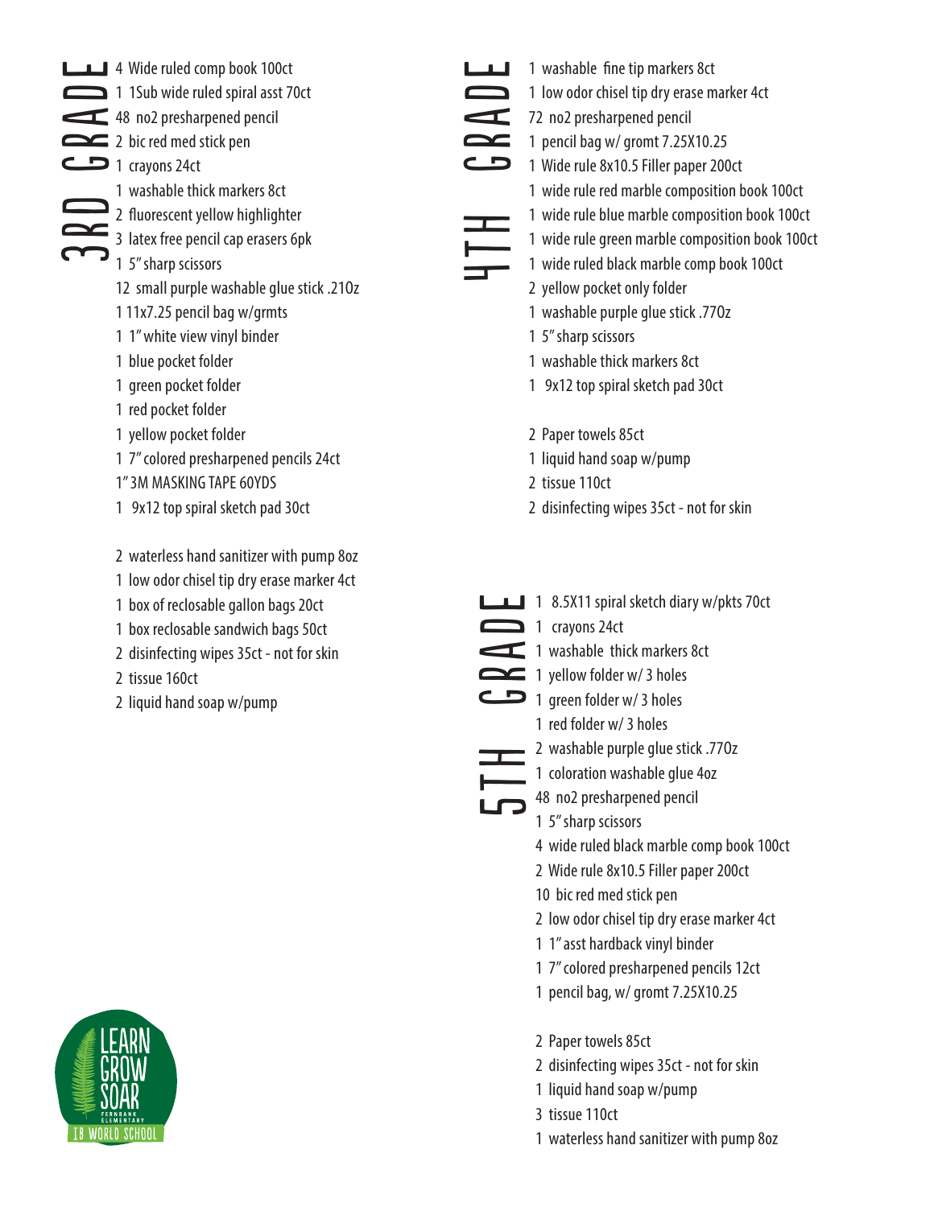## 3RD GRADE

4 Wide ruled comp book 100ct
1 1Sub wide ruled spiral asst 70ct
48 no2 presharpened pencil
2 bic red med stick pen
1 crayons 24ct
1 washable thick markers 8ct
2 fluorescent yellow highlighter
3 latex free pencil cap erasers 6pk
1 5" sharp scissors
12 small purple washable glue stick .21Oz
1 11x7.25 pencil bag w/grmts
1 1" white view vinyl binder
1 blue pocket folder
1 green pocket folder
1 red pocket folder
1 yellow pocket folder
1 7" colored presharpened pencils 24ct
1" 3M MASKING TAPE 60YDS
1 9x12 top spiral sketch pad 30ct

2 waterless hand sanitizer with pump 8oz
1 low odor chisel tip dry erase marker 4ct
1 box of reclosable gallon bags 20ct
1 box reclosable sandwich bags 50ct
2 disinfecting wipes 35ct - not for skin
2 tissue 160ct
2 liquid hand soap w/pump

## 4TH GRADE

1 washable fine tip markers 8ct
1 low odor chisel tip dry erase marker 4ct
72 no2 presharpened pencil
1 pencil bag w/ gromt 7.25X10.25
1 Wide rule 8x10.5 Filler paper 200ct
1 wide rule red marble composition book 100ct
1 wide rule blue marble composition book 100ct
1 wide rule green marble composition book 100ct
1 wide ruled black marble comp book 100ct
2 yellow pocket only folder
1 washable purple glue stick .77Oz
1 5" sharp scissors
1 washable thick markers 8ct
1 9x12 top spiral sketch pad 30ct

2 Paper towels 85ct
1 liquid hand soap w/pump
2 tissue 110ct
2 disinfecting wipes 35ct - not for skin

## 5TH GRADE

1 8.5X11 spiral sketch diary w/pkts 70ct
1 crayons 24ct
1 washable thick markers 8ct
1 yellow folder w/ 3 holes
1 green folder w/ 3 holes
1 red folder w/ 3 holes
2 washable purple glue stick .77Oz
1 coloration washable glue 4oz
48 no2 presharpened pencil
1 5" sharp scissors
4 wide ruled black marble comp book 100ct
2 Wide rule 8x10.5 Filler paper 200ct
10 bic red med stick pen
2 low odor chisel tip dry erase marker 4ct
1 1" asst hardback vinyl binder
1 7" colored presharpened pencils 12ct
1 pencil bag, w/ gromt 7.25X10.25

2 Paper towels 85ct
2 disinfecting wipes 35ct - not for skin
1 liquid hand soap w/pump
3 tissue 110ct
1 waterless hand sanitizer with pump 8oz

LEARN GROW SOAR
FERNBANK ELEMENTARY
IB WORLD SCHOOL